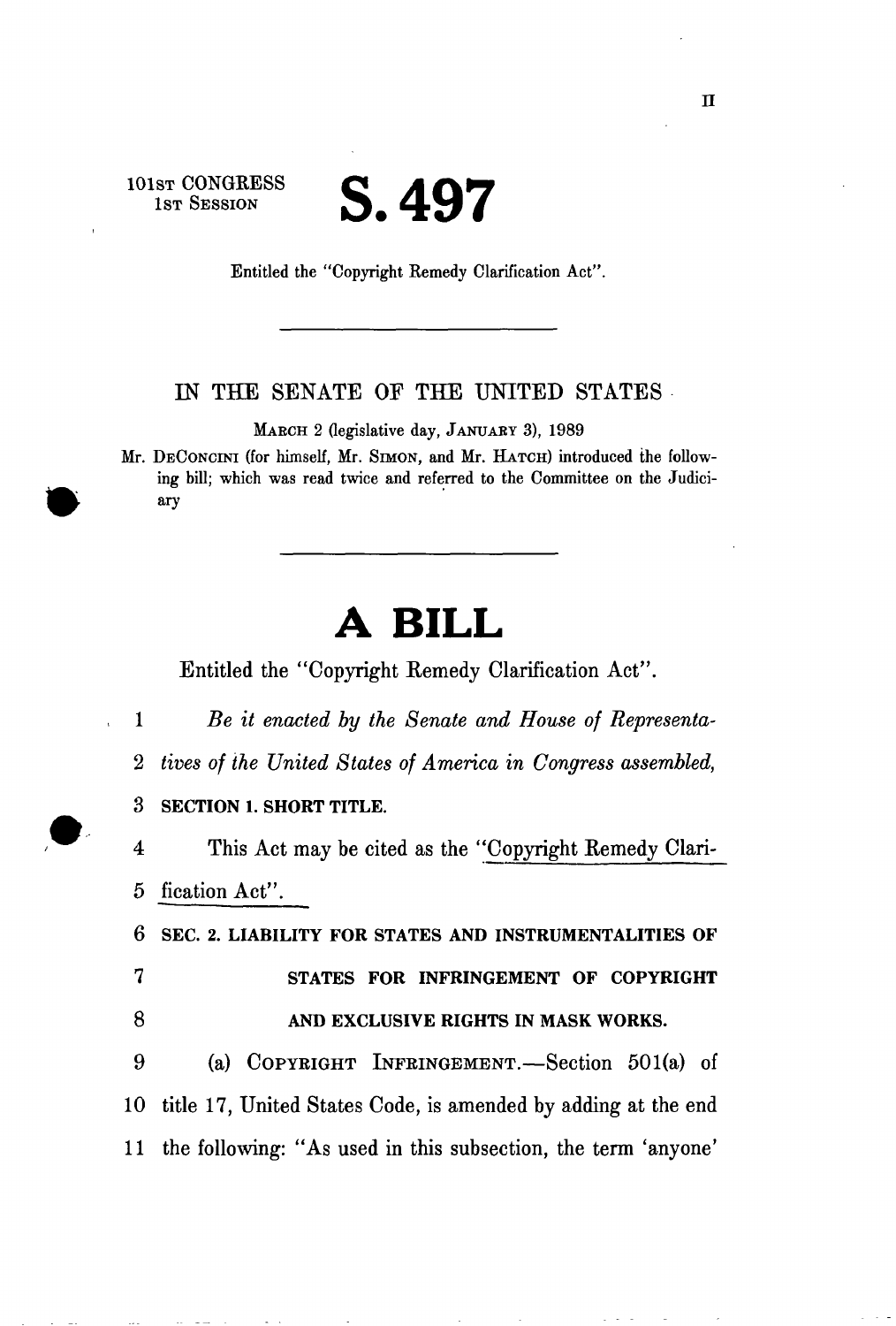101st CONGRESS
1st Session

# S. 497

Entitled the "Copyright Remedy Clarification Act".

IN THE SENATE OF THE UNITED STATES

March 2 (legislative day, January 3), 1989

Mr. DeConcini (for himself, Mr. Simon, and Mr. Hatch) introduced the following bill; which was read twice and referred to the Committee on the Judiciary

# A BILL

Entitled the "Copyright Remedy Clarification Act".

1 *Be it enacted by the Senate and House of Representa-*
2 *tives of the United States of America in Congress assembled,*

3 **SECTION 1. SHORT TITLE.**

4 This Act may be cited as the "Copyright Remedy Clari-
5 fication Act".

6 **SEC. 2. LIABILITY FOR STATES AND INSTRUMENTALITIES OF**
7 **STATES FOR INFRINGEMENT OF COPYRIGHT**
8 **AND EXCLUSIVE RIGHTS IN MASK WORKS.**

9 (a) Copyright Infringement.—Section 501(a) of
10 title 17, United States Code, is amended by adding at the end
11 the following: "As used in this subsection, the term 'anyone'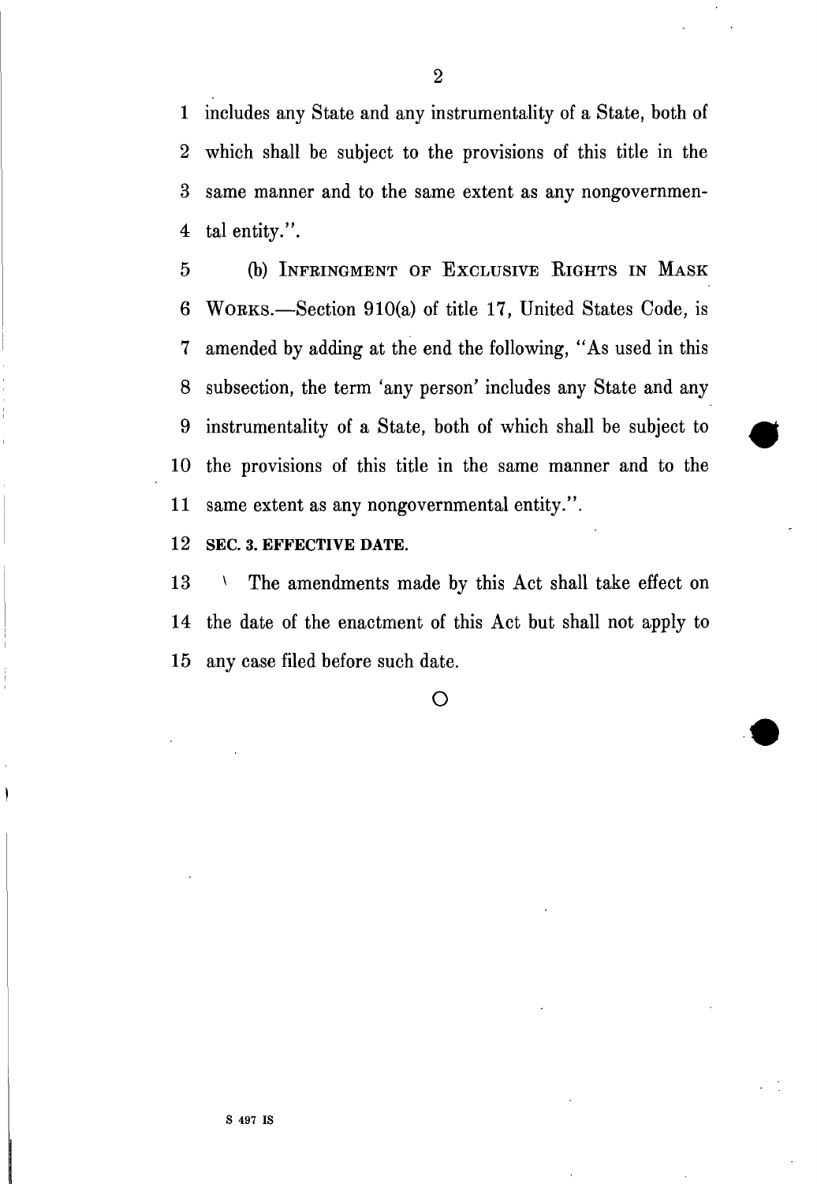includes any State and any instrumentality of a State, both of which shall be subject to the provisions of this title in the same manner and to the same extent as any nongovernmental entity.".

(b) INFRINGMENT OF EXCLUSIVE RIGHTS IN MASK WORKS.—Section 910(a) of title 17, United States Code, is amended by adding at the end the following, "As used in this subsection, the term 'any person' includes any State and any instrumentality of a State, both of which shall be subject to the provisions of this title in the same manner and to the same extent as any nongovernmental entity.".

**SEC. 3. EFFECTIVE DATE.**

The amendments made by this Act shall take effect on the date of the enactment of this Act but shall not apply to any case filed before such date.

O